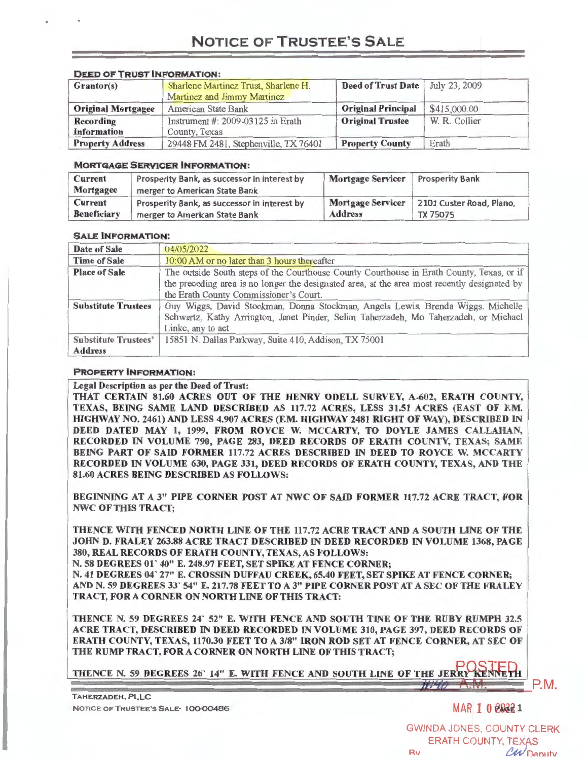# NOTICE OF TRUSTEE'S SALE

**DEED OF TRUST INFORMATION:**

| Grantor(s) | Sharlene Martinez Trust, Sharlene H. Martinez and Jimmy Martinez | Deed of Trust Date | July 23, 2009 |
|---|---|---|---|
| Original Mortgagee | American State Bank | Original Principal | $415,000.00 |
| Recording Information | Instrument #: 2009-03125 in Erath County, Texas | Original Trustee | W. R. Collier |
| Property Address | 29448 FM 2481, Stephenville, TX 76401 | Property County | Erath |

**MORTGAGE SERVICER INFORMATION:**

| Current Mortgagee | Prosperity Bank, as successor in interest by merger to American State Bank | Mortgage Servicer | Prosperity Bank |
|---|---|---|---|
| Current Beneficiary | Prosperity Bank, as successor in interest by merger to American State Bank | Mortgage Servicer Address | 2101 Custer Road, Plano, TX 75075 |

**SALE INFORMATION:**

| Date of Sale | 04/05/2022 |
|---|---|
| Time of Sale | 10:00 AM or no later than 3 hours thereafter |
| Place of Sale | The outside South steps of the Courthouse County Courthouse in Erath County, Texas, or if the preceding area is no longer the designated area, at the area most recently designated by the Erath County Commissioner's Court. |
| Substitute Trustees | Guy Wiggs, David Stockman, Donna Stockman, Angela Lewis, Brenda Wiggs, Michelle Schwartz, Kathy Arrington, Janet Pinder, Selim Taherzadeh, Mo Taherzadeh, or Michael Linke, any to act |
| Substitute Trustees' Address | 15851 N. Dallas Parkway, Suite 410, Addison, TX 75001 |

**PROPERTY INFORMATION:**

**Legal Description as per the Deed of Trust:**

**THAT CERTAIN 81.60 ACRES OUT OF THE HENRY ODELL SURVEY, A-602, ERATH COUNTY, TEXAS, BEING SAME LAND DESCRIBED AS 117.72 ACRES, LESS 31.51 ACRES (EAST OF F.M. HIGHWAY NO. 2461) AND LESS 4.907 ACRES (F.M. HIGHWAY 2481 RIGHT OF WAY), DESCRIBED IN DEED DATED MAY 1, 1999, FROM ROYCE W. MCCARTY, TO DOYLE JAMES CALLAHAN, RECORDED IN VOLUME 790, PAGE 283, DEED RECORDS OF ERATH COUNTY, TEXAS; SAME BEING PART OF SAID FORMER 117.72 ACRES DESCRIBED IN DEED TO ROYCE W. MCCARTY RECORDED IN VOLUME 630, PAGE 331, DEED RECORDS OF ERATH COUNTY, TEXAS, AND THE 81.60 ACRES BEING DESCRIBED AS FOLLOWS:**

**BEGINNING AT A 3" PIPE CORNER POST AT NWC OF SAID FORMER 117.72 ACRE TRACT, FOR NWC OF THIS TRACT;**

**THENCE WITH FENCED NORTH LINE OF THE 117.72 ACRE TRACT AND A SOUTH LINE OF THE JOHN D. FRALEY 263.88 ACRE TRACT DESCRIBED IN DEED RECORDED IN VOLUME 1368, PAGE 380, REAL RECORDS OF ERATH COUNTY, TEXAS, AS FOLLOWS:**
**N. 58 DEGREES 01' 40" E. 248.97 FEET, SET SPIKE AT FENCE CORNER;**
**N. 41 DEGREES 04' 27" E. CROSSIN DUFFAU CREEK, 65.40 FEET, SET SPIKE AT FENCE CORNER;**
**AND N. 59 DEGREES 33' 54" E. 217.78 FEET TO A 3" PIPE CORNER POST AT A SEC OF THE FRALEY TRACT, FOR A CORNER ON NORTH LINE OF THIS TRACT:**

**THENCE N. 59 DEGREES 24' 52" E. WITH FENCE AND SOUTH TINE OF THE RUBY RUMPH 32.5 ACRE TRACT, DESCRIBED IN DEED RECORDED IN VOLUME 310, PAGE 397, DEED RECORDS OF ERATH COUNTY, TEXAS, 1170.30 FEET TO A 3/8" IRON ROD SET AT FENCE CORNER, AT SEC OF THE RUMP TRACT, FOR A CORNER ON NORTH LINE OF THIS TRACT;**

**THENCE N. 59 DEGREES 26' 14" E. WITH FENCE AND SOUTH LINE OF THE JERRY KENNETH**

TAHERZADEH, PLLC
NOTICE OF TRUSTEE'S SALE- 100-00486

POSTED
11:40 A.M. ____ P.M.
MAR 10 2022
GWINDA JONES, COUNTY CLERK
ERATH COUNTY, TEXAS
By CW Deputy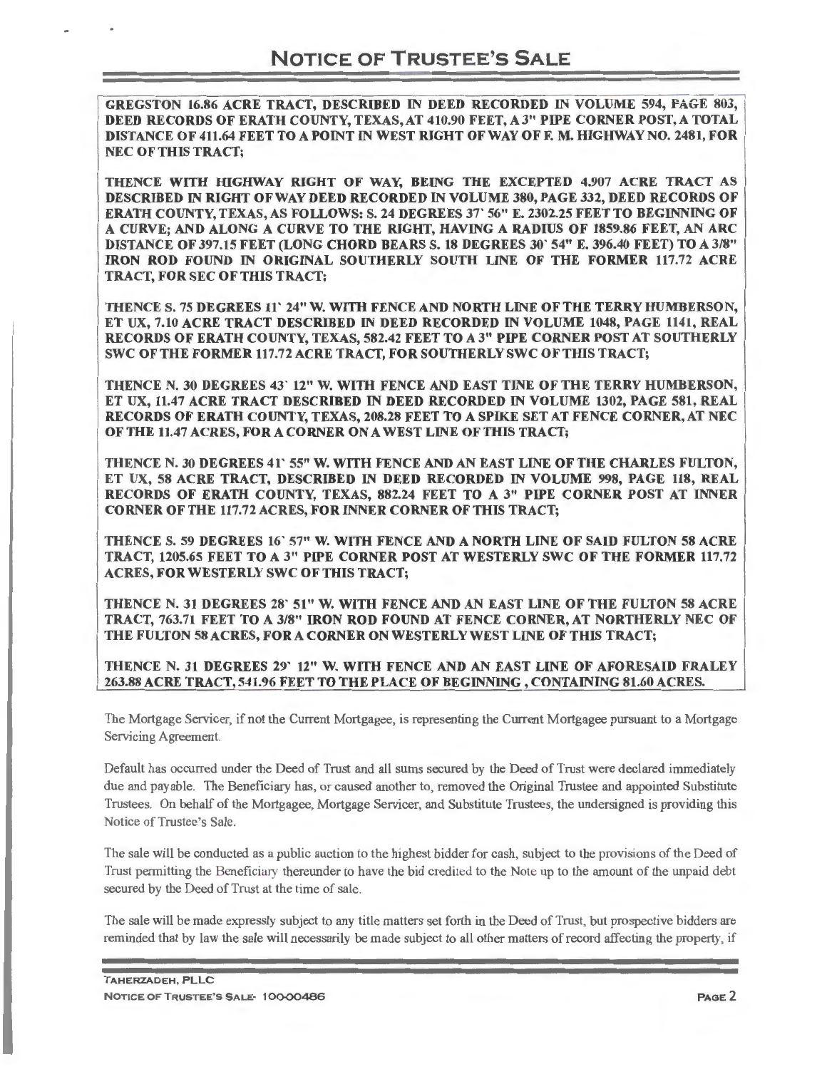# NOTICE OF TRUSTEE'S SALE

**GREGSTON 16.86 ACRE TRACT, DESCRIBED IN DEED RECORDED IN VOLUME 594, PAGE 803, DEED RECORDS OF ERATH COUNTY, TEXAS, AT 410.90 FEET, A 3" PIPE CORNER POST, A TOTAL DISTANCE OF 411.64 FEET TO A POINT IN WEST RIGHT OF WAY OF F. M. HIGHWAY NO. 2481, FOR NEC OF THIS TRACT;**

**THENCE WITH HIGHWAY RIGHT OF WAY, BEING THE EXCEPTED 4.907 ACRE TRACT AS DESCRIBED IN RIGHT OF WAY DEED RECORDED IN VOLUME 380, PAGE 332, DEED RECORDS OF ERATH COUNTY, TEXAS, AS FOLLOWS: S. 24 DEGREES 37' 56" E. 2302.25 FEET TO BEGINNING OF A CURVE; AND ALONG A CURVE TO THE RIGHT, HAVING A RADIUS OF 1859.86 FEET, AN ARC DISTANCE OF 397.15 FEET (LONG CHORD BEARS S. 18 DEGREES 30' 54" E. 396.40 FEET) TO A 3/8" IRON ROD FOUND IN ORIGINAL SOUTHERLY SOUTH LINE OF THE FORMER 117.72 ACRE TRACT, FOR SEC OF THIS TRACT;**

**THENCE S. 75 DEGREES 11' 24" W. WITH FENCE AND NORTH LINE OF THE TERRY HUMBERSON, ET UX, 7.10 ACRE TRACT DESCRIBED IN DEED RECORDED IN VOLUME 1048, PAGE 1141, REAL RECORDS OF ERATH COUNTY, TEXAS, 582.42 FEET TO A 3" PIPE CORNER POST AT SOUTHERLY SWC OF THE FORMER 117.72 ACRE TRACT, FOR SOUTHERLY SWC OF THIS TRACT;**

**THENCE N. 30 DEGREES 43' 12" W. WITH FENCE AND EAST TINE OF THE TERRY HUMBERSON, ET UX, 11.47 ACRE TRACT DESCRIBED IN DEED RECORDED IN VOLUME 1302, PAGE 581, REAL RECORDS OF ERATH COUNTY, TEXAS, 208.28 FEET TO A SPIKE SET AT FENCE CORNER, AT NEC OF THE 11.47 ACRES, FOR A CORNER ON A WEST LINE OF THIS TRACT;**

**THENCE N. 30 DEGREES 41' 55" W. WITH FENCE AND AN EAST LINE OF THE CHARLES FULTON, ET UX, 58 ACRE TRACT, DESCRIBED IN DEED RECORDED IN VOLUME 998, PAGE 118, REAL RECORDS OF ERATH COUNTY, TEXAS, 882.24 FEET TO A 3" PIPE CORNER POST AT INNER CORNER OF THE 117.72 ACRES, FOR INNER CORNER OF THIS TRACT;**

**THENCE S. 59 DEGREES 16' 57" W. WITH FENCE AND A NORTH LINE OF SAID FULTON 58 ACRE TRACT, 1205.65 FEET TO A 3" PIPE CORNER POST AT WESTERLY SWC OF THE FORMER 117.72 ACRES, FOR WESTERLY SWC OF THIS TRACT;**

**THENCE N. 31 DEGREES 28' 51" W. WITH FENCE AND AN EAST LINE OF THE FULTON 58 ACRE TRACT, 763.71 FEET TO A 3/8" IRON ROD FOUND AT FENCE CORNER, AT NORTHERLY NEC OF THE FULTON 58 ACRES, FOR A CORNER ON WESTERLY WEST LINE OF THIS TRACT;**

**THENCE N. 31 DEGREES 29' 12" W. WITH FENCE AND AN EAST LINE OF AFORESAID FRALEY 263.88 ACRE TRACT, 541.96 FEET TO THE PLACE OF BEGINNING , CONTAINING 81.60 ACRES.**

The Mortgage Servicer, if not the Current Mortgagee, is representing the Current Mortgagee pursuant to a Mortgage Servicing Agreement.

Default has occurred under the Deed of Trust and all sums secured by the Deed of Trust were declared immediately due and payable. The Beneficiary has, or caused another to, removed the Original Trustee and appointed Substitute Trustees. On behalf of the Mortgagee, Mortgage Servicer, and Substitute Trustees, the undersigned is providing this Notice of Trustee's Sale.

The sale will be conducted as a public auction to the highest bidder for cash, subject to the provisions of the Deed of Trust permitting the Beneficiary thereunder to have the bid credited to the Note up to the amount of the unpaid debt secured by the Deed of Trust at the time of sale.

The sale will be made expressly subject to any title matters set forth in the Deed of Trust, but prospective bidders are reminded that by law the sale will necessarily be made subject to all other matters of record affecting the property, if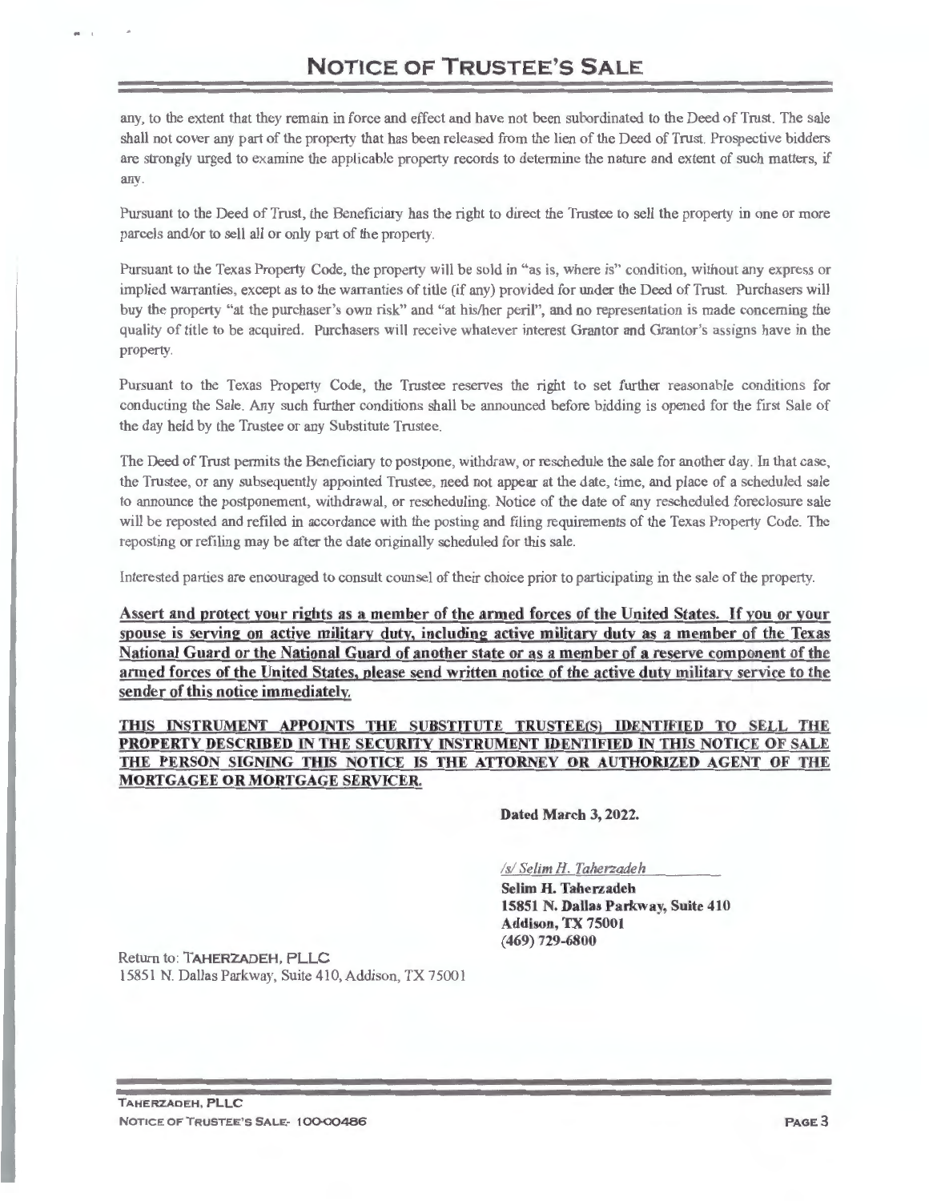any, to the extent that they remain in force and effect and have not been subordinated to the Deed of Trust. The sale shall not cover any part of the property that has been released from the lien of the Deed of Trust. Prospective bidders are strongly urged to examine the applicable property records to determine the nature and extent of such matters, if any.

Pursuant to the Deed of Trust, the Beneficiary has the right to direct the Trustee to sell the property in one or more parcels and/or to sell all or only part of the property.

Pursuant to the Texas Property Code, the property will be sold in "as is, where is" condition, without any express or implied warranties, except as to the warranties of title (if any) provided for under the Deed of Trust. Purchasers will buy the property "at the purchaser's own risk" and "at his/her peril", and no representation is made concerning the quality of title to be acquired. Purchasers will receive whatever interest Grantor and Grantor's assigns have in the property.

Pursuant to the Texas Property Code, the Trustee reserves the right to set further reasonable conditions for conducting the Sale. Any such further conditions shall be announced before bidding is opened for the first Sale of the day held by the Trustee or any Substitute Trustee.

The Deed of Trust permits the Beneficiary to postpone, withdraw, or reschedule the sale for another day. In that case, the Trustee, or any subsequently appointed Trustee, need not appear at the date, time, and place of a scheduled sale to announce the postponement, withdrawal, or rescheduling. Notice of the date of any rescheduled foreclosure sale will be reposted and refiled in accordance with the posting and filing requirements of the Texas Property Code. The reposting or refiling may be after the date originally scheduled for this sale.

Interested parties are encouraged to consult counsel of their choice prior to participating in the sale of the property.

**Assert and protect your rights as a member of the armed forces of the United States. If you or your spouse is serving on active military duty, including active military duty as a member of the Texas National Guard or the National Guard of another state or as a member of a reserve component of the armed forces of the United States, please send written notice of the active duty military service to the sender of this notice immediately.**

**THIS INSTRUMENT APPOINTS THE SUBSTITUTE TRUSTEE(S) IDENTIFIED TO SELL THE PROPERTY DESCRIBED IN THE SECURITY INSTRUMENT IDENTIFIED IN THIS NOTICE OF SALE THE PERSON SIGNING THIS NOTICE IS THE ATTORNEY OR AUTHORIZED AGENT OF THE MORTGAGEE OR MORTGAGE SERVICER.**

**Dated March 3, 2022.**

*/s/ Selim H. Taherzadeh*

**Selim H. Taherzadeh**
**15851 N. Dallas Parkway, Suite 410**
**Addison, TX 75001**
**(469) 729-6800**

Return to: TAHERZADEH, PLLC
15851 N. Dallas Parkway, Suite 410, Addison, TX 75001